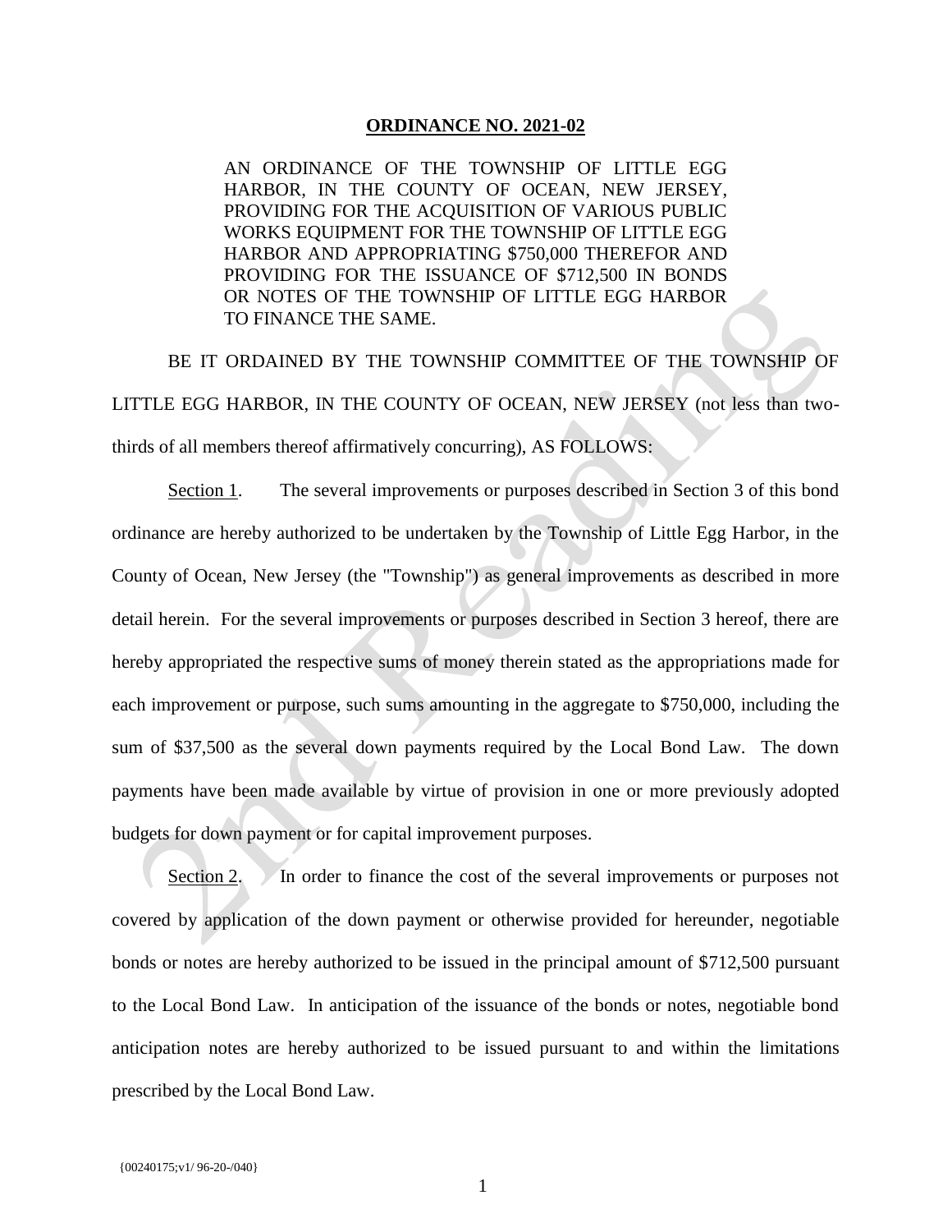**ORDINANCE NO. 2021-02**

AN ORDINANCE OF THE TOWNSHIP OF LITTLE EGG HARBOR, IN THE COUNTY OF OCEAN, NEW JERSEY, PROVIDING FOR THE ACQUISITION OF VARIOUS PUBLIC WORKS EQUIPMENT FOR THE TOWNSHIP OF LITTLE EGG HARBOR AND APPROPRIATING $750,000 THEREFOR AND PROVIDING FOR THE ISSUANCE OF $712,500 IN BONDS OR NOTES OF THE TOWNSHIP OF LITTLE EGG HARBOR TO FINANCE THE SAME.

BE IT ORDAINED BY THE TOWNSHIP COMMITTEE OF THE TOWNSHIP OF LITTLE EGG HARBOR, IN THE COUNTY OF OCEAN, NEW JERSEY (not less than two-thirds of all members thereof affirmatively concurring), AS FOLLOWS:

Section 1. The several improvements or purposes described in Section 3 of this bond ordinance are hereby authorized to be undertaken by the Township of Little Egg Harbor, in the County of Ocean, New Jersey (the "Township") as general improvements as described in more detail herein. For the several improvements or purposes described in Section 3 hereof, there are hereby appropriated the respective sums of money therein stated as the appropriations made for each improvement or purpose, such sums amounting in the aggregate to $750,000, including the sum of $37,500 as the several down payments required by the Local Bond Law. The down payments have been made available by virtue of provision in one or more previously adopted budgets for down payment or for capital improvement purposes.

Section 2. In order to finance the cost of the several improvements or purposes not covered by application of the down payment or otherwise provided for hereunder, negotiable bonds or notes are hereby authorized to be issued in the principal amount of $712,500 pursuant to the Local Bond Law. In anticipation of the issuance of the bonds or notes, negotiable bond anticipation notes are hereby authorized to be issued pursuant to and within the limitations prescribed by the Local Bond Law.

{00240175;v1/ 96-20-/040}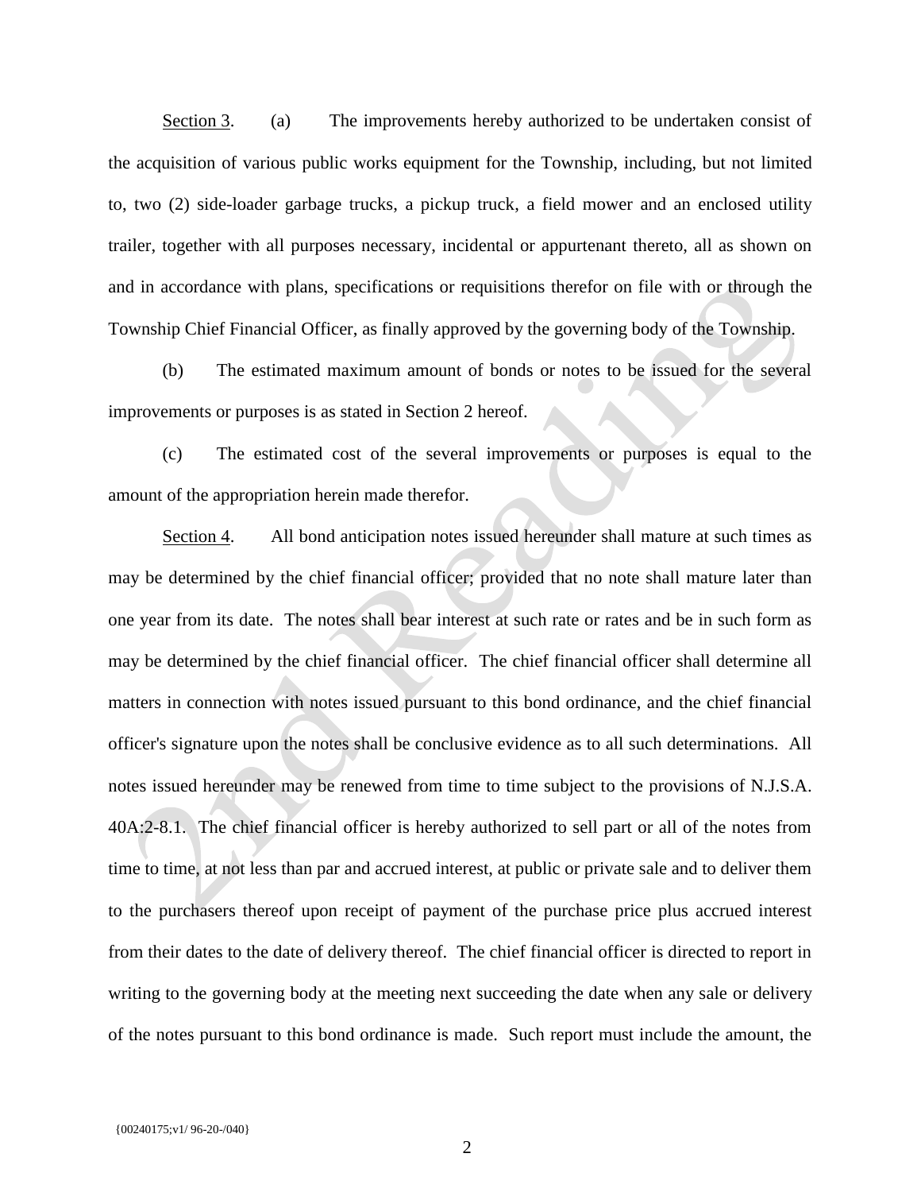Section 3. (a) The improvements hereby authorized to be undertaken consist of the acquisition of various public works equipment for the Township, including, but not limited to, two (2) side-loader garbage trucks, a pickup truck, a field mower and an enclosed utility trailer, together with all purposes necessary, incidental or appurtenant thereto, all as shown on and in accordance with plans, specifications or requisitions therefor on file with or through the Township Chief Financial Officer, as finally approved by the governing body of the Township.

(b) The estimated maximum amount of bonds or notes to be issued for the several improvements or purposes is as stated in Section 2 hereof.

(c) The estimated cost of the several improvements or purposes is equal to the amount of the appropriation herein made therefor.

Section 4. All bond anticipation notes issued hereunder shall mature at such times as may be determined by the chief financial officer; provided that no note shall mature later than one year from its date. The notes shall bear interest at such rate or rates and be in such form as may be determined by the chief financial officer. The chief financial officer shall determine all matters in connection with notes issued pursuant to this bond ordinance, and the chief financial officer's signature upon the notes shall be conclusive evidence as to all such determinations. All notes issued hereunder may be renewed from time to time subject to the provisions of N.J.S.A. 40A:2-8.1. The chief financial officer is hereby authorized to sell part or all of the notes from time to time, at not less than par and accrued interest, at public or private sale and to deliver them to the purchasers thereof upon receipt of payment of the purchase price plus accrued interest from their dates to the date of delivery thereof. The chief financial officer is directed to report in writing to the governing body at the meeting next succeeding the date when any sale or delivery of the notes pursuant to this bond ordinance is made. Such report must include the amount, the

{00240175;v1/ 96-20-/040}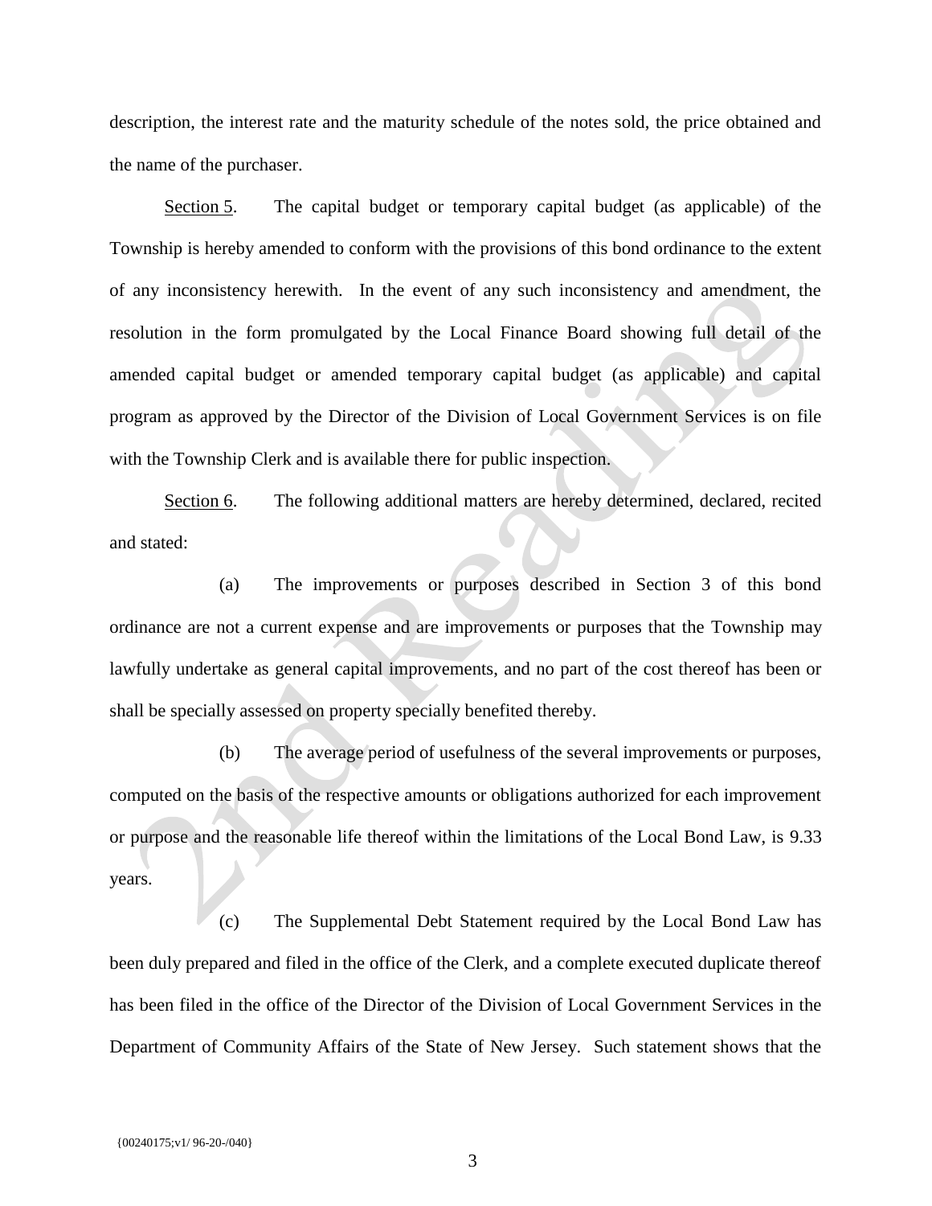description, the interest rate and the maturity schedule of the notes sold, the price obtained and the name of the purchaser.

Section 5. The capital budget or temporary capital budget (as applicable) of the Township is hereby amended to conform with the provisions of this bond ordinance to the extent of any inconsistency herewith. In the event of any such inconsistency and amendment, the resolution in the form promulgated by the Local Finance Board showing full detail of the amended capital budget or amended temporary capital budget (as applicable) and capital program as approved by the Director of the Division of Local Government Services is on file with the Township Clerk and is available there for public inspection.

Section 6. The following additional matters are hereby determined, declared, recited and stated:

(a) The improvements or purposes described in Section 3 of this bond ordinance are not a current expense and are improvements or purposes that the Township may lawfully undertake as general capital improvements, and no part of the cost thereof has been or shall be specially assessed on property specially benefited thereby.

(b) The average period of usefulness of the several improvements or purposes, computed on the basis of the respective amounts or obligations authorized for each improvement or purpose and the reasonable life thereof within the limitations of the Local Bond Law, is 9.33 years.

(c) The Supplemental Debt Statement required by the Local Bond Law has been duly prepared and filed in the office of the Clerk, and a complete executed duplicate thereof has been filed in the office of the Director of the Division of Local Government Services in the Department of Community Affairs of the State of New Jersey. Such statement shows that the

{00240175;v1/ 96-20-/040}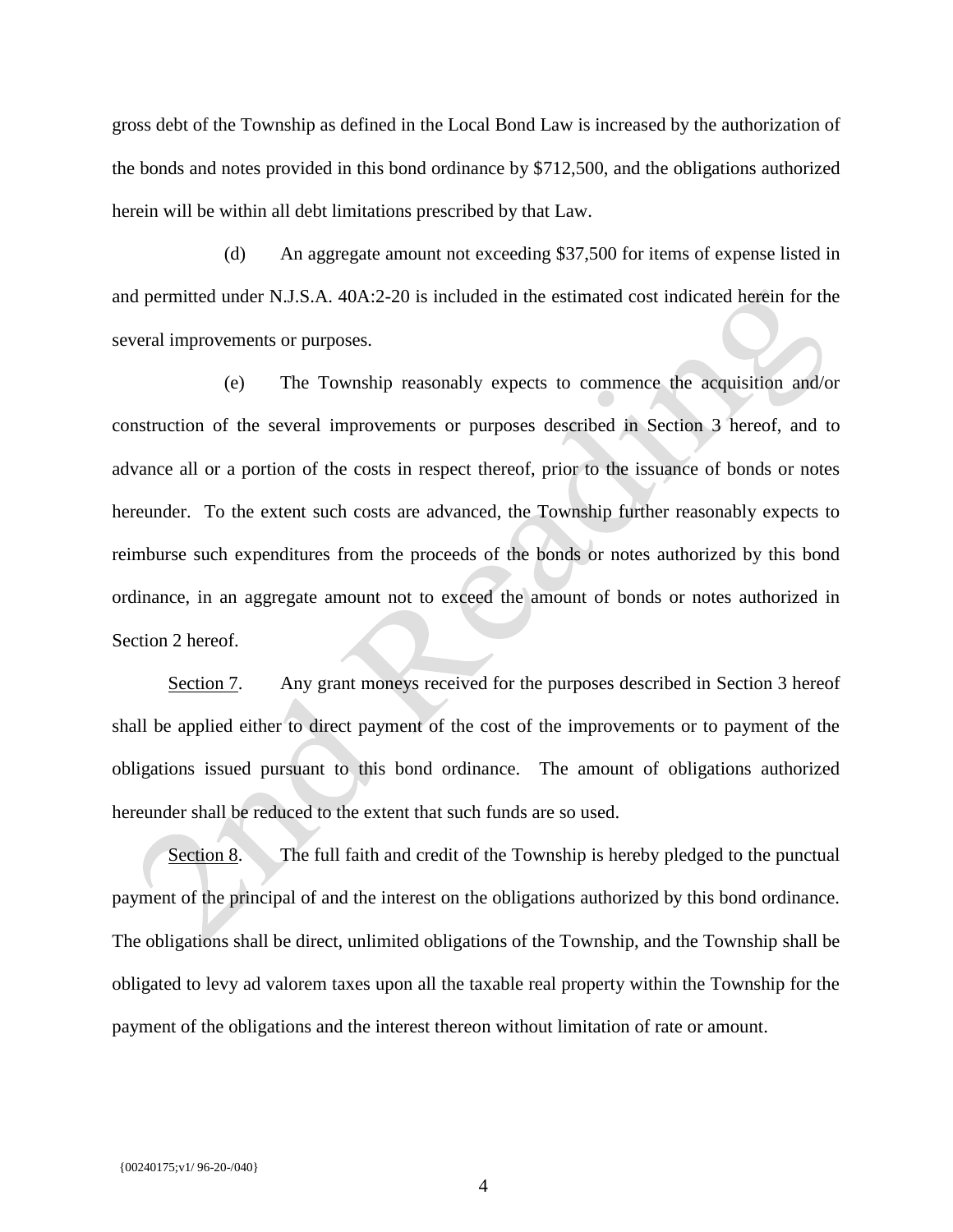gross debt of the Township as defined in the Local Bond Law is increased by the authorization of the bonds and notes provided in this bond ordinance by $712,500, and the obligations authorized herein will be within all debt limitations prescribed by that Law.

(d) An aggregate amount not exceeding $37,500 for items of expense listed in and permitted under N.J.S.A. 40A:2-20 is included in the estimated cost indicated herein for the several improvements or purposes.

(e) The Township reasonably expects to commence the acquisition and/or construction of the several improvements or purposes described in Section 3 hereof, and to advance all or a portion of the costs in respect thereof, prior to the issuance of bonds or notes hereunder. To the extent such costs are advanced, the Township further reasonably expects to reimburse such expenditures from the proceeds of the bonds or notes authorized by this bond ordinance, in an aggregate amount not to exceed the amount of bonds or notes authorized in Section 2 hereof.

Section 7. Any grant moneys received for the purposes described in Section 3 hereof shall be applied either to direct payment of the cost of the improvements or to payment of the obligations issued pursuant to this bond ordinance. The amount of obligations authorized hereunder shall be reduced to the extent that such funds are so used.

Section 8. The full faith and credit of the Township is hereby pledged to the punctual payment of the principal of and the interest on the obligations authorized by this bond ordinance. The obligations shall be direct, unlimited obligations of the Township, and the Township shall be obligated to levy ad valorem taxes upon all the taxable real property within the Township for the payment of the obligations and the interest thereon without limitation of rate or amount.

{00240175;v1/ 96-20-/040}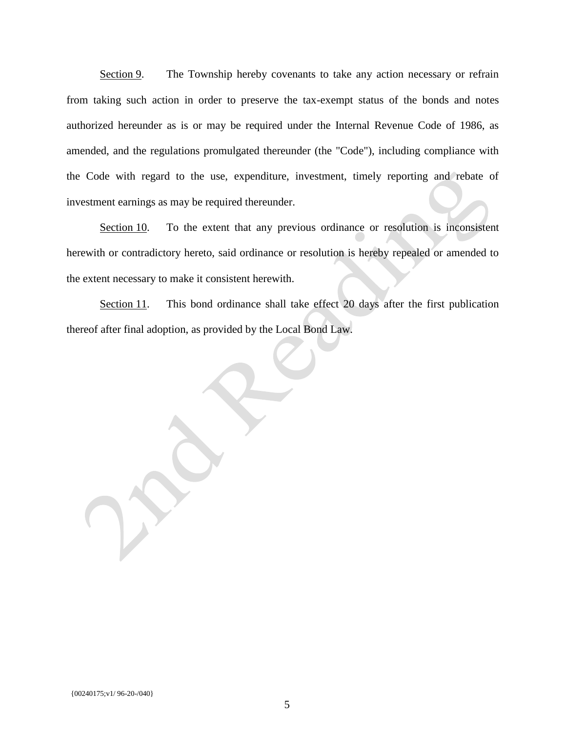Section 9. The Township hereby covenants to take any action necessary or refrain from taking such action in order to preserve the tax-exempt status of the bonds and notes authorized hereunder as is or may be required under the Internal Revenue Code of 1986, as amended, and the regulations promulgated thereunder (the "Code"), including compliance with the Code with regard to the use, expenditure, investment, timely reporting and rebate of investment earnings as may be required thereunder.

Section 10. To the extent that any previous ordinance or resolution is inconsistent herewith or contradictory hereto, said ordinance or resolution is hereby repealed or amended to the extent necessary to make it consistent herewith.

Section 11. This bond ordinance shall take effect 20 days after the first publication thereof after final adoption, as provided by the Local Bond Law.

{00240175;v1/ 96-20-/040}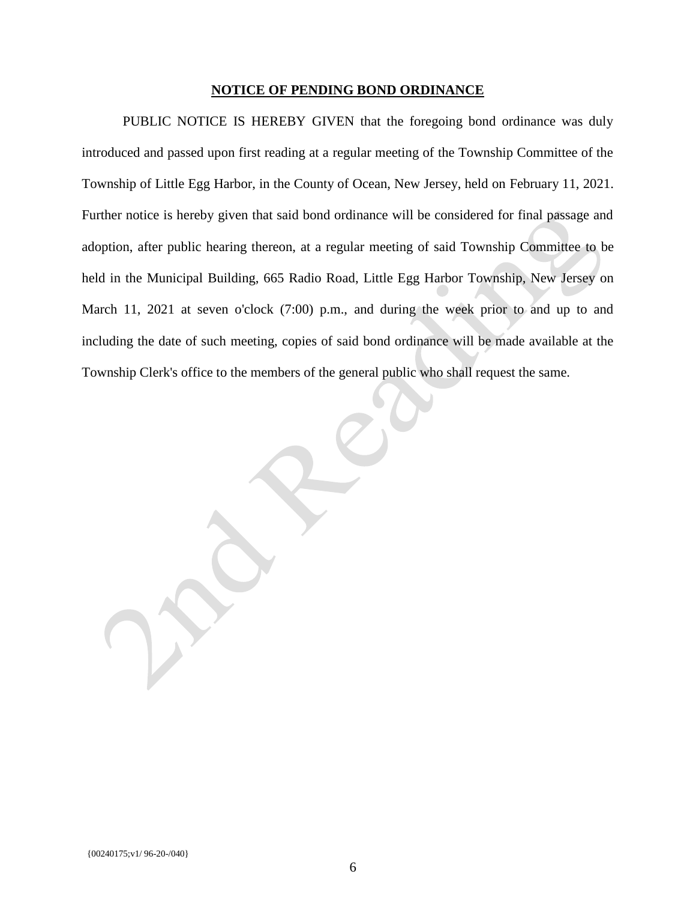## NOTICE OF PENDING BOND ORDINANCE

PUBLIC NOTICE IS HEREBY GIVEN that the foregoing bond ordinance was duly introduced and passed upon first reading at a regular meeting of the Township Committee of the Township of Little Egg Harbor, in the County of Ocean, New Jersey, held on February 11, 2021. Further notice is hereby given that said bond ordinance will be considered for final passage and adoption, after public hearing thereon, at a regular meeting of said Township Committee to be held in the Municipal Building, 665 Radio Road, Little Egg Harbor Township, New Jersey on March 11, 2021 at seven o'clock (7:00) p.m., and during the week prior to and up to and including the date of such meeting, copies of said bond ordinance will be made available at the Township Clerk's office to the members of the general public who shall request the same.

{00240175;v1/ 96-20-/040}